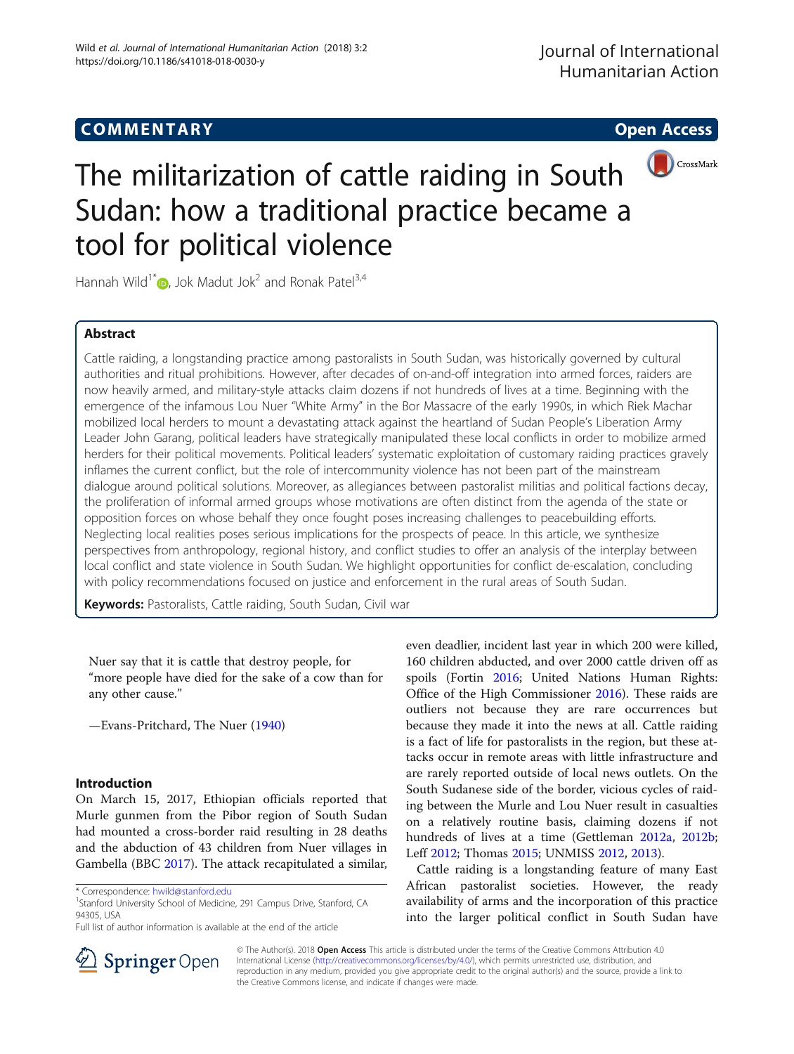COMMENTARY Open Access

# The militarization of cattle raiding in South Sudan: how a traditional practice became a tool for political violence

Hannah Wild[1*], Jok Madut Jok[2] and Ronak Patel[3,4]

## Abstract

Cattle raiding, a longstanding practice among pastoralists in South Sudan, was historically governed by cultural authorities and ritual prohibitions. However, after decades of on-and-off integration into armed forces, raiders are now heavily armed, and military-style attacks claim dozens if not hundreds of lives at a time. Beginning with the emergence of the infamous Lou Nuer "White Army" in the Bor Massacre of the early 1990s, in which Riek Machar mobilized local herders to mount a devastating attack against the heartland of Sudan People's Liberation Army Leader John Garang, political leaders have strategically manipulated these local conflicts in order to mobilize armed herders for their political movements. Political leaders' systematic exploitation of customary raiding practices gravely inflames the current conflict, but the role of intercommunity violence has not been part of the mainstream dialogue around political solutions. Moreover, as allegiances between pastoralist militias and political factions decay, the proliferation of informal armed groups whose motivations are often distinct from the agenda of the state or opposition forces on whose behalf they once fought poses increasing challenges to peacebuilding efforts. Neglecting local realities poses serious implications for the prospects of peace. In this article, we synthesize perspectives from anthropology, regional history, and conflict studies to offer an analysis of the interplay between local conflict and state violence in South Sudan. We highlight opportunities for conflict de-escalation, concluding with policy recommendations focused on justice and enforcement in the rural areas of South Sudan.

**Keywords:** Pastoralists, Cattle raiding, South Sudan, Civil war

> Nuer say that it is cattle that destroy people, for "more people have died for the sake of a cow than for any other cause."
>
> —Evans-Pritchard, The Nuer (1940)

## Introduction

On March 15, 2017, Ethiopian officials reported that Murle gunmen from the Pibor region of South Sudan had mounted a cross-border raid resulting in 28 deaths and the abduction of 43 children from Nuer villages in Gambella (BBC 2017). The attack recapitulated a similar, even deadlier, incident last year in which 200 were killed, 160 children abducted, and over 2000 cattle driven off as spoils (Fortin 2016; United Nations Human Rights: Office of the High Commissioner 2016). These raids are outliers not because they are rare occurrences but because they made it into the news at all. Cattle raiding is a fact of life for pastoralists in the region, but these attacks occur in remote areas with little infrastructure and are rarely reported outside of local news outlets. On the South Sudanese side of the border, vicious cycles of raiding between the Murle and Lou Nuer result in casualties on a relatively routine basis, claiming dozens if not hundreds of lives at a time (Gettleman 2012a, 2012b; Leff 2012; Thomas 2015; UNMISS 2012, 2013).

Cattle raiding is a longstanding feature of many East African pastoralist societies. However, the ready availability of arms and the incorporation of this practice into the larger political conflict in South Sudan have

\* Correspondence: hwild@stanford.edu
[1]Stanford University School of Medicine, 291 Campus Drive, Stanford, CA 94305, USA
Full list of author information is available at the end of the article

© The Author(s). 2018 **Open Access** This article is distributed under the terms of the Creative Commons Attribution 4.0 International License (http://creativecommons.org/licenses/by/4.0/), which permits unrestricted use, distribution, and reproduction in any medium, provided you give appropriate credit to the original author(s) and the source, provide a link to the Creative Commons license, and indicate if changes were made.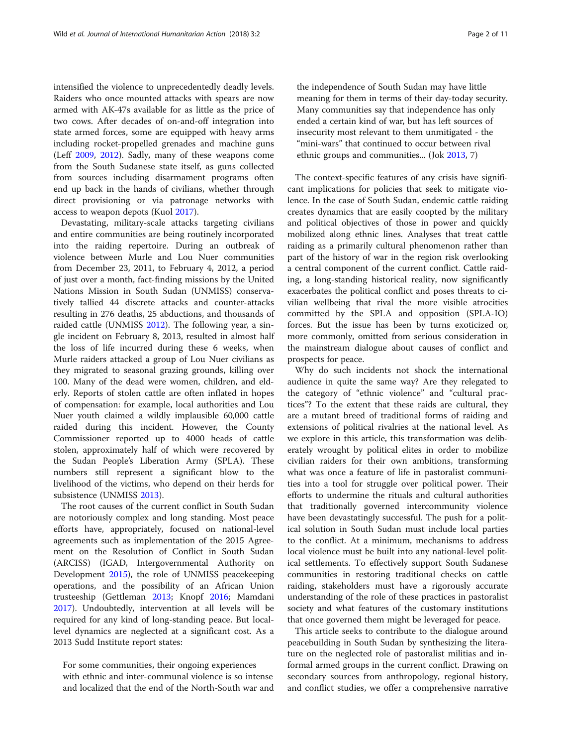intensified the violence to unprecedentedly deadly levels. Raiders who once mounted attacks with spears are now armed with AK-47s available for as little as the price of two cows. After decades of on-and-off integration into state armed forces, some are equipped with heavy arms including rocket-propelled grenades and machine guns (Leff 2009, 2012). Sadly, many of these weapons come from the South Sudanese state itself, as guns collected from sources including disarmament programs often end up back in the hands of civilians, whether through direct provisioning or via patronage networks with access to weapon depots (Kuol 2017).

Devastating, military-scale attacks targeting civilians and entire communities are being routinely incorporated into the raiding repertoire. During an outbreak of violence between Murle and Lou Nuer communities from December 23, 2011, to February 4, 2012, a period of just over a month, fact-finding missions by the United Nations Mission in South Sudan (UNMISS) conservatively tallied 44 discrete attacks and counter-attacks resulting in 276 deaths, 25 abductions, and thousands of raided cattle (UNMISS 2012). The following year, a single incident on February 8, 2013, resulted in almost half the loss of life incurred during these 6 weeks, when Murle raiders attacked a group of Lou Nuer civilians as they migrated to seasonal grazing grounds, killing over 100. Many of the dead were women, children, and elderly. Reports of stolen cattle are often inflated in hopes of compensation: for example, local authorities and Lou Nuer youth claimed a wildly implausible 60,000 cattle raided during this incident. However, the County Commissioner reported up to 4000 heads of cattle stolen, approximately half of which were recovered by the Sudan People's Liberation Army (SPLA). These numbers still represent a significant blow to the livelihood of the victims, who depend on their herds for subsistence (UNMISS 2013).

The root causes of the current conflict in South Sudan are notoriously complex and long standing. Most peace efforts have, appropriately, focused on national-level agreements such as implementation of the 2015 Agreement on the Resolution of Conflict in South Sudan (ARCISS) (IGAD, Intergovernmental Authority on Development 2015), the role of UNMISS peacekeeping operations, and the possibility of an African Union trusteeship (Gettleman 2013; Knopf 2016; Mamdani 2017). Undoubtedly, intervention at all levels will be required for any kind of long-standing peace. But local-level dynamics are neglected at a significant cost. As a 2013 Sudd Institute report states:

> For some communities, their ongoing experiences with ethnic and inter-communal violence is so intense and localized that the end of the North-South war and the independence of South Sudan may have little meaning for them in terms of their day-today security. Many communities say that independence has only ended a certain kind of war, but has left sources of insecurity most relevant to them unmitigated - the "mini-wars" that continued to occur between rival ethnic groups and communities... (Jok 2013, 7)

The context-specific features of any crisis have significant implications for policies that seek to mitigate violence. In the case of South Sudan, endemic cattle raiding creates dynamics that are easily coopted by the military and political objectives of those in power and quickly mobilized along ethnic lines. Analyses that treat cattle raiding as a primarily cultural phenomenon rather than part of the history of war in the region risk overlooking a central component of the current conflict. Cattle raiding, a long-standing historical reality, now significantly exacerbates the political conflict and poses threats to civilian wellbeing that rival the more visible atrocities committed by the SPLA and opposition (SPLA-IO) forces. But the issue has been by turns exoticized or, more commonly, omitted from serious consideration in the mainstream dialogue about causes of conflict and prospects for peace.

Why do such incidents not shock the international audience in quite the same way? Are they relegated to the category of "ethnic violence" and "cultural practices"? To the extent that these raids are cultural, they are a mutant breed of traditional forms of raiding and extensions of political rivalries at the national level. As we explore in this article, this transformation was deliberately wrought by political elites in order to mobilize civilian raiders for their own ambitions, transforming what was once a feature of life in pastoralist communities into a tool for struggle over political power. Their efforts to undermine the rituals and cultural authorities that traditionally governed intercommunity violence have been devastatingly successful. The push for a political solution in South Sudan must include local parties to the conflict. At a minimum, mechanisms to address local violence must be built into any national-level political settlements. To effectively support South Sudanese communities in restoring traditional checks on cattle raiding, stakeholders must have a rigorously accurate understanding of the role of these practices in pastoralist society and what features of the customary institutions that once governed them might be leveraged for peace.

This article seeks to contribute to the dialogue around peacebuilding in South Sudan by synthesizing the literature on the neglected role of pastoralist militias and informal armed groups in the current conflict. Drawing on secondary sources from anthropology, regional history, and conflict studies, we offer a comprehensive narrative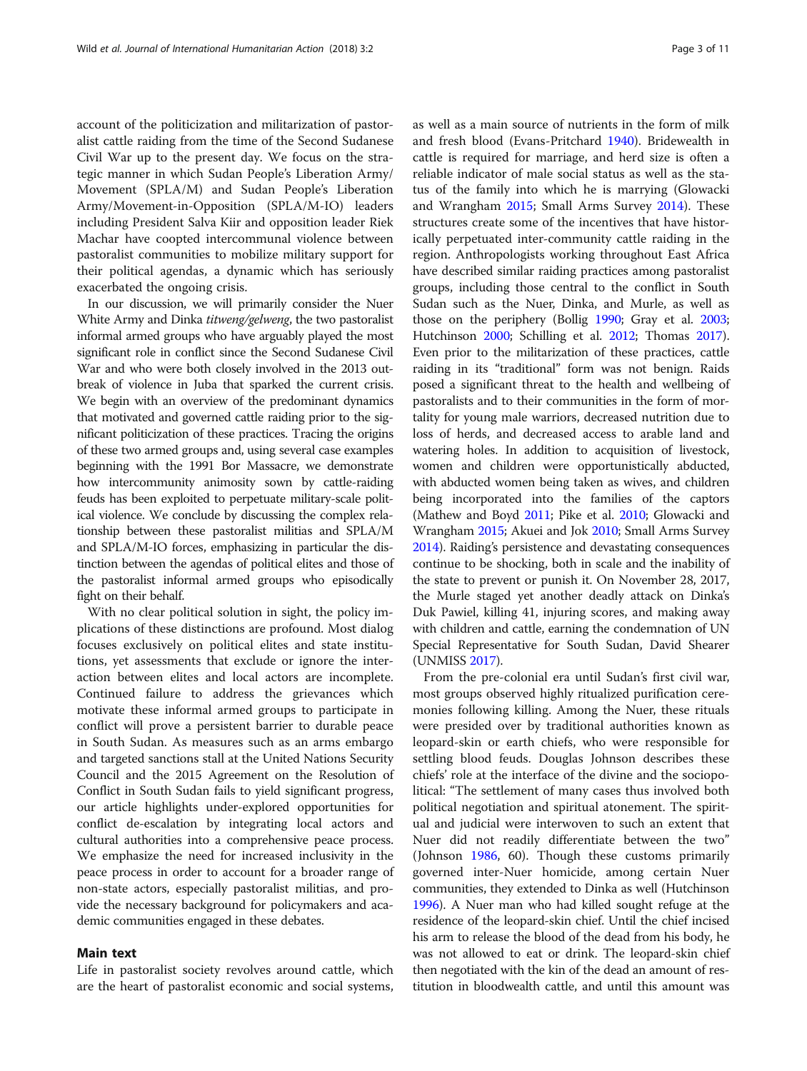account of the politicization and militarization of pastoralist cattle raiding from the time of the Second Sudanese Civil War up to the present day. We focus on the strategic manner in which Sudan People's Liberation Army/Movement (SPLA/M) and Sudan People's Liberation Army/Movement-in-Opposition (SPLA/M-IO) leaders including President Salva Kiir and opposition leader Riek Machar have coopted intercommunal violence between pastoralist communities to mobilize military support for their political agendas, a dynamic which has seriously exacerbated the ongoing crisis.

In our discussion, we will primarily consider the Nuer White Army and Dinka *titweng/gelweng*, the two pastoralist informal armed groups who have arguably played the most significant role in conflict since the Second Sudanese Civil War and who were both closely involved in the 2013 outbreak of violence in Juba that sparked the current crisis. We begin with an overview of the predominant dynamics that motivated and governed cattle raiding prior to the significant politicization of these practices. Tracing the origins of these two armed groups and, using several case examples beginning with the 1991 Bor Massacre, we demonstrate how intercommunity animosity sown by cattle-raiding feuds has been exploited to perpetuate military-scale political violence. We conclude by discussing the complex relationship between these pastoralist militias and SPLA/M and SPLA/M-IO forces, emphasizing in particular the distinction between the agendas of political elites and those of the pastoralist informal armed groups who episodically fight on their behalf.

With no clear political solution in sight, the policy implications of these distinctions are profound. Most dialog focuses exclusively on political elites and state institutions, yet assessments that exclude or ignore the interaction between elites and local actors are incomplete. Continued failure to address the grievances which motivate these informal armed groups to participate in conflict will prove a persistent barrier to durable peace in South Sudan. As measures such as an arms embargo and targeted sanctions stall at the United Nations Security Council and the 2015 Agreement on the Resolution of Conflict in South Sudan fails to yield significant progress, our article highlights under-explored opportunities for conflict de-escalation by integrating local actors and cultural authorities into a comprehensive peace process. We emphasize the need for increased inclusivity in the peace process in order to account for a broader range of non-state actors, especially pastoralist militias, and provide the necessary background for policymakers and academic communities engaged in these debates.

## Main text

Life in pastoralist society revolves around cattle, which are the heart of pastoralist economic and social systems, as well as a main source of nutrients in the form of milk and fresh blood (Evans-Pritchard 1940). Bridewealth in cattle is required for marriage, and herd size is often a reliable indicator of male social status as well as the status of the family into which he is marrying (Glowacki and Wrangham 2015; Small Arms Survey 2014). These structures create some of the incentives that have historically perpetuated inter-community cattle raiding in the region. Anthropologists working throughout East Africa have described similar raiding practices among pastoralist groups, including those central to the conflict in South Sudan such as the Nuer, Dinka, and Murle, as well as those on the periphery (Bollig 1990; Gray et al. 2003; Hutchinson 2000; Schilling et al. 2012; Thomas 2017). Even prior to the militarization of these practices, cattle raiding in its "traditional" form was not benign. Raids posed a significant threat to the health and wellbeing of pastoralists and to their communities in the form of mortality for young male warriors, decreased nutrition due to loss of herds, and decreased access to arable land and watering holes. In addition to acquisition of livestock, women and children were opportunistically abducted, with abducted women being taken as wives, and children being incorporated into the families of the captors (Mathew and Boyd 2011; Pike et al. 2010; Glowacki and Wrangham 2015; Akuei and Jok 2010; Small Arms Survey 2014). Raiding's persistence and devastating consequences continue to be shocking, both in scale and the inability of the state to prevent or punish it. On November 28, 2017, the Murle staged yet another deadly attack on Dinka's Duk Pawiel, killing 41, injuring scores, and making away with children and cattle, earning the condemnation of UN Special Representative for South Sudan, David Shearer (UNMISS 2017).

From the pre-colonial era until Sudan's first civil war, most groups observed highly ritualized purification ceremonies following killing. Among the Nuer, these rituals were presided over by traditional authorities known as leopard-skin or earth chiefs, who were responsible for settling blood feuds. Douglas Johnson describes these chiefs' role at the interface of the divine and the sociopolitical: "The settlement of many cases thus involved both political negotiation and spiritual atonement. The spiritual and judicial were interwoven to such an extent that Nuer did not readily differentiate between the two" (Johnson 1986, 60). Though these customs primarily governed inter-Nuer homicide, among certain Nuer communities, they extended to Dinka as well (Hutchinson 1996). A Nuer man who had killed sought refuge at the residence of the leopard-skin chief. Until the chief incised his arm to release the blood of the dead from his body, he was not allowed to eat or drink. The leopard-skin chief then negotiated with the kin of the dead an amount of restitution in bloodwealth cattle, and until this amount was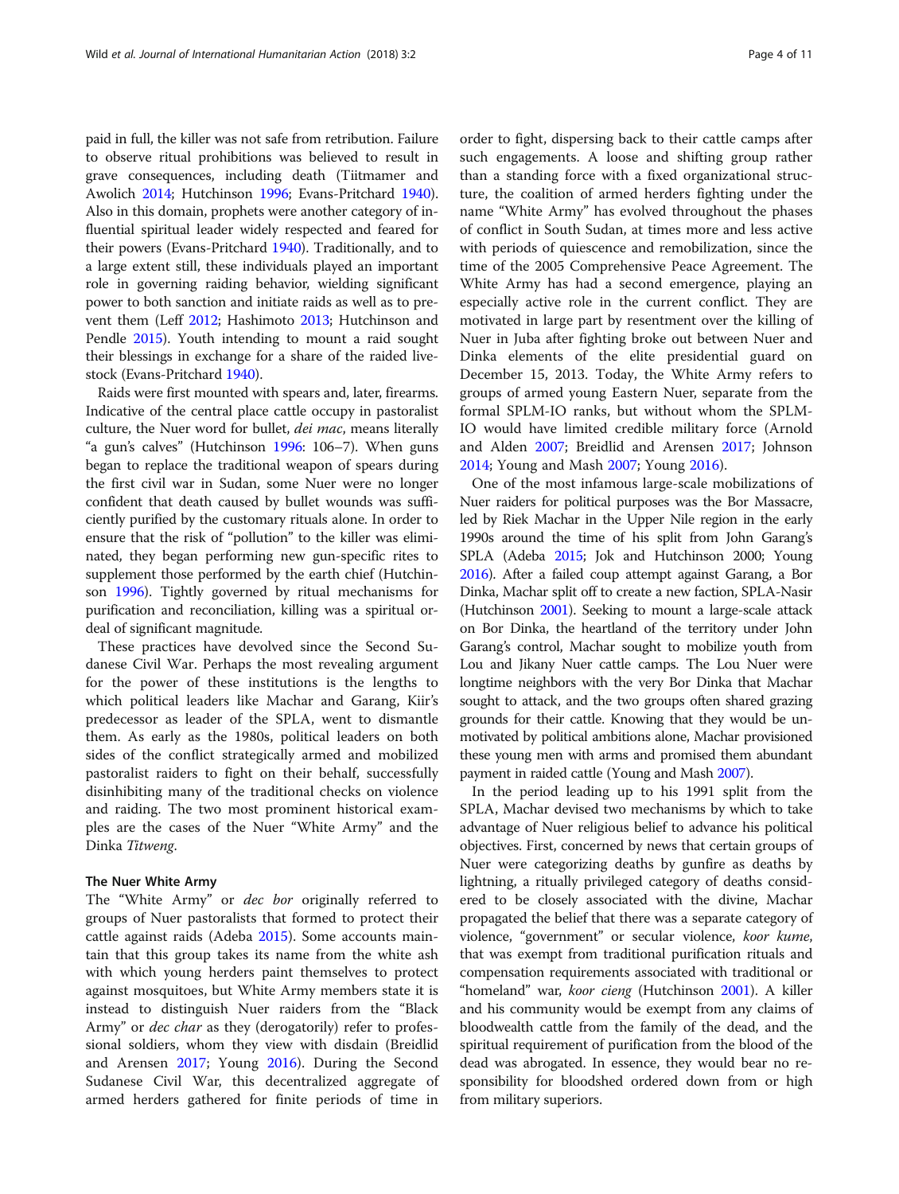paid in full, the killer was not safe from retribution. Failure to observe ritual prohibitions was believed to result in grave consequences, including death (Tiitmamer and Awolich 2014; Hutchinson 1996; Evans-Pritchard 1940). Also in this domain, prophets were another category of influential spiritual leader widely respected and feared for their powers (Evans-Pritchard 1940). Traditionally, and to a large extent still, these individuals played an important role in governing raiding behavior, wielding significant power to both sanction and initiate raids as well as to prevent them (Leff 2012; Hashimoto 2013; Hutchinson and Pendle 2015). Youth intending to mount a raid sought their blessings in exchange for a share of the raided livestock (Evans-Pritchard 1940).

Raids were first mounted with spears and, later, firearms. Indicative of the central place cattle occupy in pastoralist culture, the Nuer word for bullet, *dei mac*, means literally "a gun's calves" (Hutchinson 1996: 106–7). When guns began to replace the traditional weapon of spears during the first civil war in Sudan, some Nuer were no longer confident that death caused by bullet wounds was sufficiently purified by the customary rituals alone. In order to ensure that the risk of "pollution" to the killer was eliminated, they began performing new gun-specific rites to supplement those performed by the earth chief (Hutchinson 1996). Tightly governed by ritual mechanisms for purification and reconciliation, killing was a spiritual ordeal of significant magnitude.

These practices have devolved since the Second Sudanese Civil War. Perhaps the most revealing argument for the power of these institutions is the lengths to which political leaders like Machar and Garang, Kiir's predecessor as leader of the SPLA, went to dismantle them. As early as the 1980s, political leaders on both sides of the conflict strategically armed and mobilized pastoralist raiders to fight on their behalf, successfully disinhibiting many of the traditional checks on violence and raiding. The two most prominent historical examples are the cases of the Nuer "White Army" and the Dinka *Titweng*.

### The Nuer White Army

The "White Army" or *dec bor* originally referred to groups of Nuer pastoralists that formed to protect their cattle against raids (Adeba 2015). Some accounts maintain that this group takes its name from the white ash with which young herders paint themselves to protect against mosquitoes, but White Army members state it is instead to distinguish Nuer raiders from the "Black Army" or *dec char* as they (derogatorily) refer to professional soldiers, whom they view with disdain (Breidlid and Arensen 2017; Young 2016). During the Second Sudanese Civil War, this decentralized aggregate of armed herders gathered for finite periods of time in order to fight, dispersing back to their cattle camps after such engagements. A loose and shifting group rather than a standing force with a fixed organizational structure, the coalition of armed herders fighting under the name "White Army" has evolved throughout the phases of conflict in South Sudan, at times more and less active with periods of quiescence and remobilization, since the time of the 2005 Comprehensive Peace Agreement. The White Army has had a second emergence, playing an especially active role in the current conflict. They are motivated in large part by resentment over the killing of Nuer in Juba after fighting broke out between Nuer and Dinka elements of the elite presidential guard on December 15, 2013. Today, the White Army refers to groups of armed young Eastern Nuer, separate from the formal SPLM-IO ranks, but without whom the SPLM-IO would have limited credible military force (Arnold and Alden 2007; Breidlid and Arensen 2017; Johnson 2014; Young and Mash 2007; Young 2016).

One of the most infamous large-scale mobilizations of Nuer raiders for political purposes was the Bor Massacre, led by Riek Machar in the Upper Nile region in the early 1990s around the time of his split from John Garang's SPLA (Adeba 2015; Jok and Hutchinson 2000; Young 2016). After a failed coup attempt against Garang, a Bor Dinka, Machar split off to create a new faction, SPLA-Nasir (Hutchinson 2001). Seeking to mount a large-scale attack on Bor Dinka, the heartland of the territory under John Garang's control, Machar sought to mobilize youth from Lou and Jikany Nuer cattle camps. The Lou Nuer were longtime neighbors with the very Bor Dinka that Machar sought to attack, and the two groups often shared grazing grounds for their cattle. Knowing that they would be unmotivated by political ambitions alone, Machar provisioned these young men with arms and promised them abundant payment in raided cattle (Young and Mash 2007).

In the period leading up to his 1991 split from the SPLA, Machar devised two mechanisms by which to take advantage of Nuer religious belief to advance his political objectives. First, concerned by news that certain groups of Nuer were categorizing deaths by gunfire as deaths by lightning, a ritually privileged category of deaths considered to be closely associated with the divine, Machar propagated the belief that there was a separate category of violence, "government" or secular violence, *koor kume*, that was exempt from traditional purification rituals and compensation requirements associated with traditional or "homeland" war, *koor cieng* (Hutchinson 2001). A killer and his community would be exempt from any claims of bloodwealth cattle from the family of the dead, and the spiritual requirement of purification from the blood of the dead was abrogated. In essence, they would bear no responsibility for bloodshed ordered down from or high from military superiors.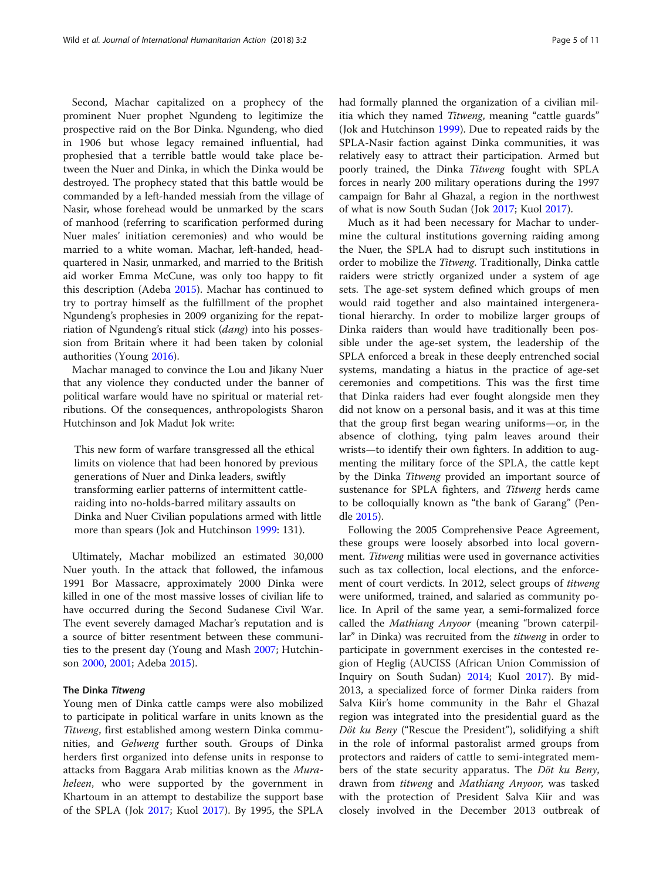Second, Machar capitalized on a prophecy of the prominent Nuer prophet Ngundeng to legitimize the prospective raid on the Bor Dinka. Ngundeng, who died in 1906 but whose legacy remained influential, had prophesied that a terrible battle would take place between the Nuer and Dinka, in which the Dinka would be destroyed. The prophecy stated that this battle would be commanded by a left-handed messiah from the village of Nasir, whose forehead would be unmarked by the scars of manhood (referring to scarification performed during Nuer males' initiation ceremonies) and who would be married to a white woman. Machar, left-handed, headquartered in Nasir, unmarked, and married to the British aid worker Emma McCune, was only too happy to fit this description (Adeba 2015). Machar has continued to try to portray himself as the fulfillment of the prophet Ngundeng's prophesies in 2009 organizing for the repatriation of Ngundeng's ritual stick (*dang*) into his possession from Britain where it had been taken by colonial authorities (Young 2016).

Machar managed to convince the Lou and Jikany Nuer that any violence they conducted under the banner of political warfare would have no spiritual or material retributions. Of the consequences, anthropologists Sharon Hutchinson and Jok Madut Jok write:

> This new form of warfare transgressed all the ethical limits on violence that had been honored by previous generations of Nuer and Dinka leaders, swiftly transforming earlier patterns of intermittent cattle-raiding into no-holds-barred military assaults on Dinka and Nuer Civilian populations armed with little more than spears (Jok and Hutchinson 1999: 131).

Ultimately, Machar mobilized an estimated 30,000 Nuer youth. In the attack that followed, the infamous 1991 Bor Massacre, approximately 2000 Dinka were killed in one of the most massive losses of civilian life to have occurred during the Second Sudanese Civil War. The event severely damaged Machar's reputation and is a source of bitter resentment between these communities to the present day (Young and Mash 2007; Hutchinson 2000, 2001; Adeba 2015).

### The Dinka *Titweng*

Young men of Dinka cattle camps were also mobilized to participate in political warfare in units known as the *Titweng*, first established among western Dinka communities, and *Gelweng* further south. Groups of Dinka herders first organized into defense units in response to attacks from Baggara Arab militias known as the *Muraheleen*, who were supported by the government in Khartoum in an attempt to destabilize the support base of the SPLA (Jok 2017; Kuol 2017). By 1995, the SPLA had formally planned the organization of a civilian militia which they named *Titweng*, meaning "cattle guards" (Jok and Hutchinson 1999). Due to repeated raids by the SPLA-Nasir faction against Dinka communities, it was relatively easy to attract their participation. Armed but poorly trained, the Dinka *Titweng* fought with SPLA forces in nearly 200 military operations during the 1997 campaign for Bahr al Ghazal, a region in the northwest of what is now South Sudan (Jok 2017; Kuol 2017).

Much as it had been necessary for Machar to undermine the cultural institutions governing raiding among the Nuer, the SPLA had to disrupt such institutions in order to mobilize the *Titweng*. Traditionally, Dinka cattle raiders were strictly organized under a system of age sets. The age-set system defined which groups of men would raid together and also maintained intergenerational hierarchy. In order to mobilize larger groups of Dinka raiders than would have traditionally been possible under the age-set system, the leadership of the SPLA enforced a break in these deeply entrenched social systems, mandating a hiatus in the practice of age-set ceremonies and competitions. This was the first time that Dinka raiders had ever fought alongside men they did not know on a personal basis, and it was at this time that the group first began wearing uniforms—or, in the absence of clothing, tying palm leaves around their wrists—to identify their own fighters. In addition to augmenting the military force of the SPLA, the cattle kept by the Dinka *Titweng* provided an important source of sustenance for SPLA fighters, and *Titweng* herds came to be colloquially known as "the bank of Garang" (Pendle 2015).

Following the 2005 Comprehensive Peace Agreement, these groups were loosely absorbed into local government. *Titweng* militias were used in governance activities such as tax collection, local elections, and the enforcement of court verdicts. In 2012, select groups of *titweng* were uniformed, trained, and salaried as community police. In April of the same year, a semi-formalized force called the *Mathiang Anyoor* (meaning "brown caterpillar" in Dinka) was recruited from the *titweng* in order to participate in government exercises in the contested region of Heglig (AUCISS (African Union Commission of Inquiry on South Sudan) 2014; Kuol 2017). By mid-2013, a specialized force of former Dinka raiders from Salva Kiir's home community in the Bahr el Ghazal region was integrated into the presidential guard as the *Döt ku Beny* ("Rescue the President"), solidifying a shift in the role of informal pastoralist armed groups from protectors and raiders of cattle to semi-integrated members of the state security apparatus. The *Döt ku Beny*, drawn from *titweng* and *Mathiang Anyoor*, was tasked with the protection of President Salva Kiir and was closely involved in the December 2013 outbreak of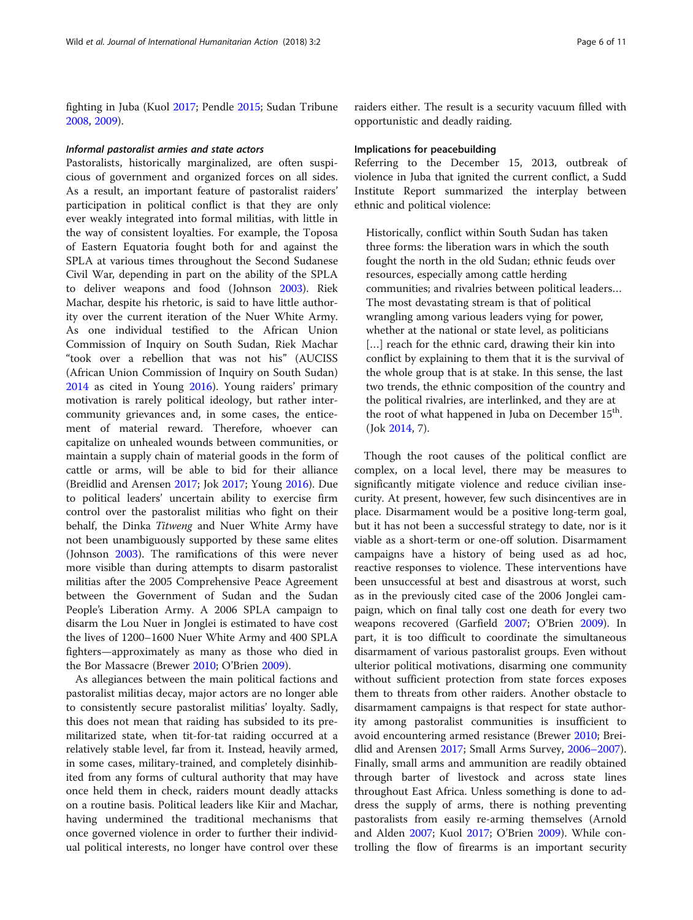fighting in Juba (Kuol 2017; Pendle 2015; Sudan Tribune 2008, 2009).

#### *Informal pastoralist armies and state actors*

Pastoralists, historically marginalized, are often suspicious of government and organized forces on all sides. As a result, an important feature of pastoralist raiders' participation in political conflict is that they are only ever weakly integrated into formal militias, with little in the way of consistent loyalties. For example, the Toposa of Eastern Equatoria fought both for and against the SPLA at various times throughout the Second Sudanese Civil War, depending in part on the ability of the SPLA to deliver weapons and food (Johnson 2003). Riek Machar, despite his rhetoric, is said to have little authority over the current iteration of the Nuer White Army. As one individual testified to the African Union Commission of Inquiry on South Sudan, Riek Machar "took over a rebellion that was not his" (AUCISS (African Union Commission of Inquiry on South Sudan) 2014 as cited in Young 2016). Young raiders' primary motivation is rarely political ideology, but rather inter-community grievances and, in some cases, the enticement of material reward. Therefore, whoever can capitalize on unhealed wounds between communities, or maintain a supply chain of material goods in the form of cattle or arms, will be able to bid for their alliance (Breidlid and Arensen 2017; Jok 2017; Young 2016). Due to political leaders' uncertain ability to exercise firm control over the pastoralist militias who fight on their behalf, the Dinka *Titweng* and Nuer White Army have not been unambiguously supported by these same elites (Johnson 2003). The ramifications of this were never more visible than during attempts to disarm pastoralist militias after the 2005 Comprehensive Peace Agreement between the Government of Sudan and the Sudan People's Liberation Army. A 2006 SPLA campaign to disarm the Lou Nuer in Jonglei is estimated to have cost the lives of 1200–1600 Nuer White Army and 400 SPLA fighters—approximately as many as those who died in the Bor Massacre (Brewer 2010; O'Brien 2009).

As allegiances between the main political factions and pastoralist militias decay, major actors are no longer able to consistently secure pastoralist militias' loyalty. Sadly, this does not mean that raiding has subsided to its pre-militarized state, when tit-for-tat raiding occurred at a relatively stable level, far from it. Instead, heavily armed, in some cases, military-trained, and completely disinhibited from any forms of cultural authority that may have once held them in check, raiders mount deadly attacks on a routine basis. Political leaders like Kiir and Machar, having undermined the traditional mechanisms that once governed violence in order to further their individual political interests, no longer have control over these raiders either. The result is a security vacuum filled with opportunistic and deadly raiding.

### Implications for peacebuilding

Referring to the December 15, 2013, outbreak of violence in Juba that ignited the current conflict, a Sudd Institute Report summarized the interplay between ethnic and political violence:

> Historically, conflict within South Sudan has taken three forms: the liberation wars in which the south fought the north in the old Sudan; ethnic feuds over resources, especially among cattle herding communities; and rivalries between political leaders… The most devastating stream is that of political wrangling among various leaders vying for power, whether at the national or state level, as politicians […] reach for the ethnic card, drawing their kin into conflict by explaining to them that it is the survival of the whole group that is at stake. In this sense, the last two trends, the ethnic composition of the country and the political rivalries, are interlinked, and they are at the root of what happened in Juba on December 15th. (Jok 2014, 7).

Though the root causes of the political conflict are complex, on a local level, there may be measures to significantly mitigate violence and reduce civilian insecurity. At present, however, few such disincentives are in place. Disarmament would be a positive long-term goal, but it has not been a successful strategy to date, nor is it viable as a short-term or one-off solution. Disarmament campaigns have a history of being used as ad hoc, reactive responses to violence. These interventions have been unsuccessful at best and disastrous at worst, such as in the previously cited case of the 2006 Jonglei campaign, which on final tally cost one death for every two weapons recovered (Garfield 2007; O'Brien 2009). In part, it is too difficult to coordinate the simultaneous disarmament of various pastoralist groups. Even without ulterior political motivations, disarming one community without sufficient protection from state forces exposes them to threats from other raiders. Another obstacle to disarmament campaigns is that respect for state authority among pastoralist communities is insufficient to avoid encountering armed resistance (Brewer 2010; Breidlid and Arensen 2017; Small Arms Survey, 2006–2007). Finally, small arms and ammunition are readily obtained through barter of livestock and across state lines throughout East Africa. Unless something is done to address the supply of arms, there is nothing preventing pastoralists from easily re-arming themselves (Arnold and Alden 2007; Kuol 2017; O'Brien 2009). While controlling the flow of firearms is an important security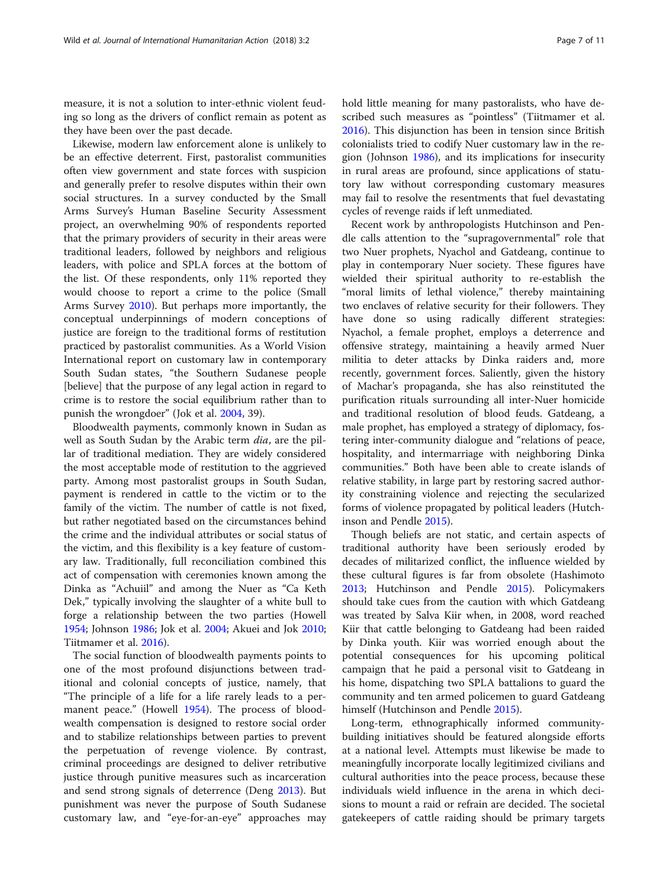measure, it is not a solution to inter-ethnic violent feuding so long as the drivers of conflict remain as potent as they have been over the past decade.

Likewise, modern law enforcement alone is unlikely to be an effective deterrent. First, pastoralist communities often view government and state forces with suspicion and generally prefer to resolve disputes within their own social structures. In a survey conducted by the Small Arms Survey's Human Baseline Security Assessment project, an overwhelming 90% of respondents reported that the primary providers of security in their areas were traditional leaders, followed by neighbors and religious leaders, with police and SPLA forces at the bottom of the list. Of these respondents, only 11% reported they would choose to report a crime to the police (Small Arms Survey 2010). But perhaps more importantly, the conceptual underpinnings of modern conceptions of justice are foreign to the traditional forms of restitution practiced by pastoralist communities. As a World Vision International report on customary law in contemporary South Sudan states, "the Southern Sudanese people [believe] that the purpose of any legal action in regard to crime is to restore the social equilibrium rather than to punish the wrongdoer" (Jok et al. 2004, 39).

Bloodwealth payments, commonly known in Sudan as well as South Sudan by the Arabic term *dia*, are the pillar of traditional mediation. They are widely considered the most acceptable mode of restitution to the aggrieved party. Among most pastoralist groups in South Sudan, payment is rendered in cattle to the victim or to the family of the victim. The number of cattle is not fixed, but rather negotiated based on the circumstances behind the crime and the individual attributes or social status of the victim, and this flexibility is a key feature of customary law. Traditionally, full reconciliation combined this act of compensation with ceremonies known among the Dinka as "Achuiil" and among the Nuer as "Ca Keth Dek," typically involving the slaughter of a white bull to forge a relationship between the two parties (Howell 1954; Johnson 1986; Jok et al. 2004; Akuei and Jok 2010; Tiitmamer et al. 2016).

The social function of bloodwealth payments points to one of the most profound disjunctions between traditional and colonial concepts of justice, namely, that "The principle of a life for a life rarely leads to a permanent peace." (Howell 1954). The process of bloodwealth compensation is designed to restore social order and to stabilize relationships between parties to prevent the perpetuation of revenge violence. By contrast, criminal proceedings are designed to deliver retributive justice through punitive measures such as incarceration and send strong signals of deterrence (Deng 2013). But punishment was never the purpose of South Sudanese customary law, and "eye-for-an-eye" approaches may hold little meaning for many pastoralists, who have described such measures as "pointless" (Tiitmamer et al. 2016). This disjunction has been in tension since British colonialists tried to codify Nuer customary law in the region (Johnson 1986), and its implications for insecurity in rural areas are profound, since applications of statutory law without corresponding customary measures may fail to resolve the resentments that fuel devastating cycles of revenge raids if left unmediated.

Recent work by anthropologists Hutchinson and Pendle calls attention to the "supragovernmental" role that two Nuer prophets, Nyachol and Gatdeang, continue to play in contemporary Nuer society. These figures have wielded their spiritual authority to re-establish the "moral limits of lethal violence," thereby maintaining two enclaves of relative security for their followers. They have done so using radically different strategies: Nyachol, a female prophet, employs a deterrence and offensive strategy, maintaining a heavily armed Nuer militia to deter attacks by Dinka raiders and, more recently, government forces. Saliently, given the history of Machar's propaganda, she has also reinstituted the purification rituals surrounding all inter-Nuer homicide and traditional resolution of blood feuds. Gatdeang, a male prophet, has employed a strategy of diplomacy, fostering inter-community dialogue and "relations of peace, hospitality, and intermarriage with neighboring Dinka communities." Both have been able to create islands of relative stability, in large part by restoring sacred authority constraining violence and rejecting the secularized forms of violence propagated by political leaders (Hutchinson and Pendle 2015).

Though beliefs are not static, and certain aspects of traditional authority have been seriously eroded by decades of militarized conflict, the influence wielded by these cultural figures is far from obsolete (Hashimoto 2013; Hutchinson and Pendle 2015). Policymakers should take cues from the caution with which Gatdeang was treated by Salva Kiir when, in 2008, word reached Kiir that cattle belonging to Gatdeang had been raided by Dinka youth. Kiir was worried enough about the potential consequences for his upcoming political campaign that he paid a personal visit to Gatdeang in his home, dispatching two SPLA battalions to guard the community and ten armed policemen to guard Gatdeang himself (Hutchinson and Pendle 2015).

Long-term, ethnographically informed community-building initiatives should be featured alongside efforts at a national level. Attempts must likewise be made to meaningfully incorporate locally legitimized civilians and cultural authorities into the peace process, because these individuals wield influence in the arena in which decisions to mount a raid or refrain are decided. The societal gatekeepers of cattle raiding should be primary targets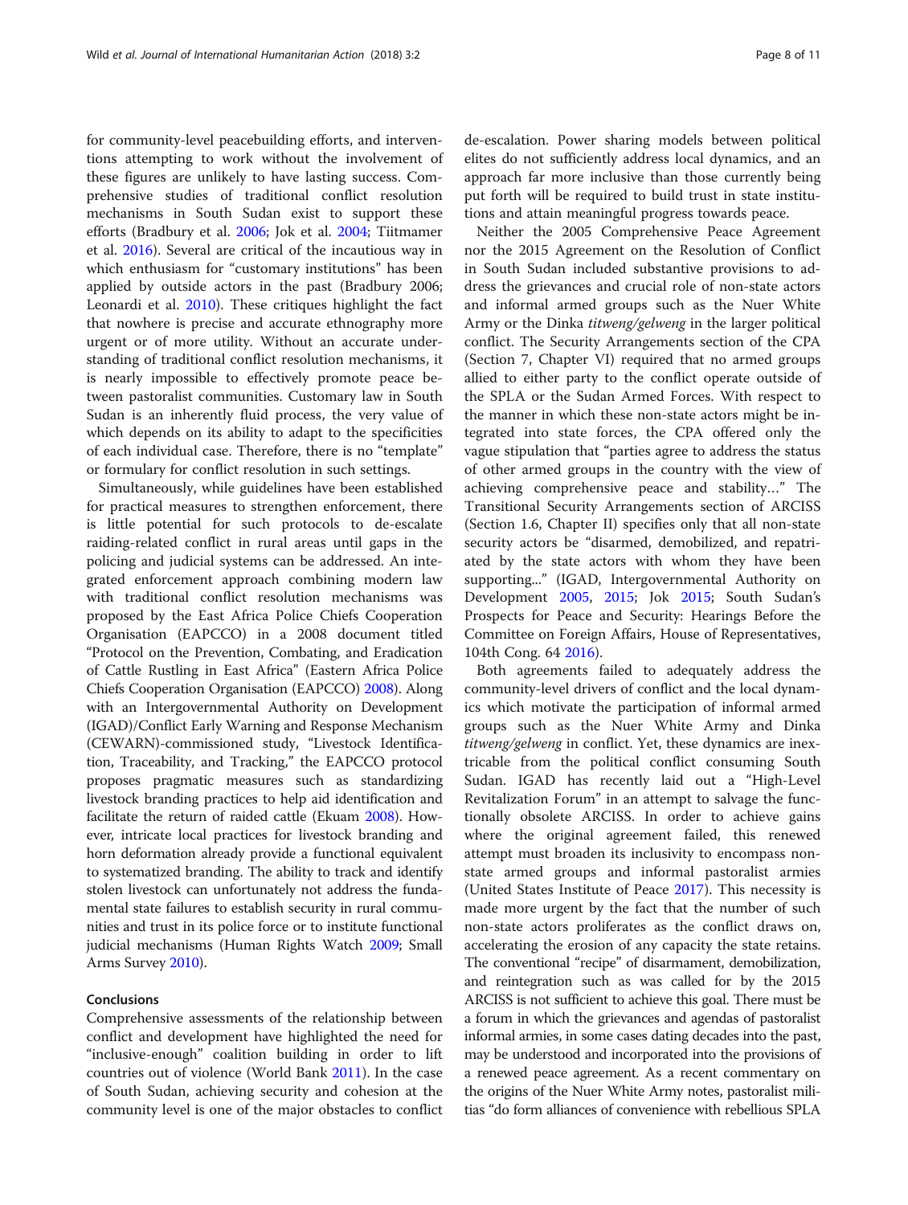for community-level peacebuilding efforts, and interventions attempting to work without the involvement of these figures are unlikely to have lasting success. Comprehensive studies of traditional conflict resolution mechanisms in South Sudan exist to support these efforts (Bradbury et al. 2006; Jok et al. 2004; Tiitmamer et al. 2016). Several are critical of the incautious way in which enthusiasm for "customary institutions" has been applied by outside actors in the past (Bradbury 2006; Leonardi et al. 2010). These critiques highlight the fact that nowhere is precise and accurate ethnography more urgent or of more utility. Without an accurate understanding of traditional conflict resolution mechanisms, it is nearly impossible to effectively promote peace between pastoralist communities. Customary law in South Sudan is an inherently fluid process, the very value of which depends on its ability to adapt to the specificities of each individual case. Therefore, there is no "template" or formulary for conflict resolution in such settings.

Simultaneously, while guidelines have been established for practical measures to strengthen enforcement, there is little potential for such protocols to de-escalate raiding-related conflict in rural areas until gaps in the policing and judicial systems can be addressed. An integrated enforcement approach combining modern law with traditional conflict resolution mechanisms was proposed by the East Africa Police Chiefs Cooperation Organisation (EAPCCO) in a 2008 document titled "Protocol on the Prevention, Combating, and Eradication of Cattle Rustling in East Africa" (Eastern Africa Police Chiefs Cooperation Organisation (EAPCCO) 2008). Along with an Intergovernmental Authority on Development (IGAD)/Conflict Early Warning and Response Mechanism (CEWARN)-commissioned study, "Livestock Identification, Traceability, and Tracking," the EAPCCO protocol proposes pragmatic measures such as standardizing livestock branding practices to help aid identification and facilitate the return of raided cattle (Ekuam 2008). However, intricate local practices for livestock branding and horn deformation already provide a functional equivalent to systematized branding. The ability to track and identify stolen livestock can unfortunately not address the fundamental state failures to establish security in rural communities and trust in its police force or to institute functional judicial mechanisms (Human Rights Watch 2009; Small Arms Survey 2010).

## Conclusions

Comprehensive assessments of the relationship between conflict and development have highlighted the need for "inclusive-enough" coalition building in order to lift countries out of violence (World Bank 2011). In the case of South Sudan, achieving security and cohesion at the community level is one of the major obstacles to conflict de-escalation. Power sharing models between political elites do not sufficiently address local dynamics, and an approach far more inclusive than those currently being put forth will be required to build trust in state institutions and attain meaningful progress towards peace.

Neither the 2005 Comprehensive Peace Agreement nor the 2015 Agreement on the Resolution of Conflict in South Sudan included substantive provisions to address the grievances and crucial role of non-state actors and informal armed groups such as the Nuer White Army or the Dinka *titweng/gelweng* in the larger political conflict. The Security Arrangements section of the CPA (Section 7, Chapter VI) required that no armed groups allied to either party to the conflict operate outside of the SPLA or the Sudan Armed Forces. With respect to the manner in which these non-state actors might be integrated into state forces, the CPA offered only the vague stipulation that "parties agree to address the status of other armed groups in the country with the view of achieving comprehensive peace and stability…" The Transitional Security Arrangements section of ARCISS (Section 1.6, Chapter II) specifies only that all non-state security actors be "disarmed, demobilized, and repatriated by the state actors with whom they have been supporting..." (IGAD, Intergovernmental Authority on Development 2005, 2015; Jok 2015; South Sudan's Prospects for Peace and Security: Hearings Before the Committee on Foreign Affairs, House of Representatives, 104th Cong. 64 2016).

Both agreements failed to adequately address the community-level drivers of conflict and the local dynamics which motivate the participation of informal armed groups such as the Nuer White Army and Dinka *titweng/gelweng* in conflict. Yet, these dynamics are inextricable from the political conflict consuming South Sudan. IGAD has recently laid out a "High-Level Revitalization Forum" in an attempt to salvage the functionally obsolete ARCISS. In order to achieve gains where the original agreement failed, this renewed attempt must broaden its inclusivity to encompass non-state armed groups and informal pastoralist armies (United States Institute of Peace 2017). This necessity is made more urgent by the fact that the number of such non-state actors proliferates as the conflict draws on, accelerating the erosion of any capacity the state retains. The conventional "recipe" of disarmament, demobilization, and reintegration such as was called for by the 2015 ARCISS is not sufficient to achieve this goal. There must be a forum in which the grievances and agendas of pastoralist informal armies, in some cases dating decades into the past, may be understood and incorporated into the provisions of a renewed peace agreement. As a recent commentary on the origins of the Nuer White Army notes, pastoralist militias "do form alliances of convenience with rebellious SPLA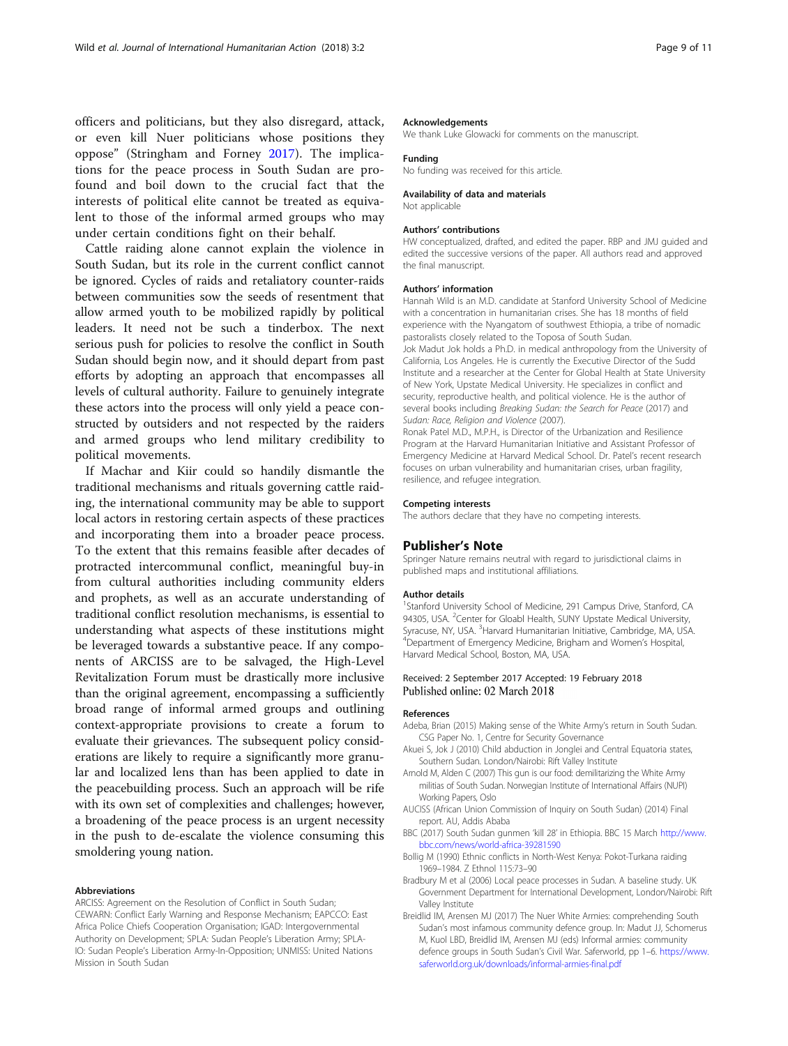officers and politicians, but they also disregard, attack, or even kill Nuer politicians whose positions they oppose" (Stringham and Forney 2017). The implications for the peace process in South Sudan are profound and boil down to the crucial fact that the interests of political elite cannot be treated as equivalent to those of the informal armed groups who may under certain conditions fight on their behalf.

Cattle raiding alone cannot explain the violence in South Sudan, but its role in the current conflict cannot be ignored. Cycles of raids and retaliatory counter-raids between communities sow the seeds of resentment that allow armed youth to be mobilized rapidly by political leaders. It need not be such a tinderbox. The next serious push for policies to resolve the conflict in South Sudan should begin now, and it should depart from past efforts by adopting an approach that encompasses all levels of cultural authority. Failure to genuinely integrate these actors into the process will only yield a peace constructed by outsiders and not respected by the raiders and armed groups who lend military credibility to political movements.

If Machar and Kiir could so handily dismantle the traditional mechanisms and rituals governing cattle raiding, the international community may be able to support local actors in restoring certain aspects of these practices and incorporating them into a broader peace process. To the extent that this remains feasible after decades of protracted intercommunal conflict, meaningful buy-in from cultural authorities including community elders and prophets, as well as an accurate understanding of traditional conflict resolution mechanisms, is essential to understanding what aspects of these institutions might be leveraged towards a substantive peace. If any components of ARCISS are to be salvaged, the High-Level Revitalization Forum must be drastically more inclusive than the original agreement, encompassing a sufficiently broad range of informal armed groups and outlining context-appropriate provisions to create a forum to evaluate their grievances. The subsequent policy considerations are likely to require a significantly more granular and localized lens than has been applied to date in the peacebuilding process. Such an approach will be rife with its own set of complexities and challenges; however, a broadening of the peace process is an urgent necessity in the push to de-escalate the violence consuming this smoldering young nation.

#### Abbreviations
ARCISS: Agreement on the Resolution of Conflict in South Sudan; CEWARN: Conflict Early Warning and Response Mechanism; EAPCCO: East Africa Police Chiefs Cooperation Organisation; IGAD: Intergovernmental Authority on Development; SPLA: Sudan People's Liberation Army; SPLA-IO: Sudan People's Liberation Army-In-Opposition; UNMISS: United Nations Mission in South Sudan

#### Acknowledgements
We thank Luke Glowacki for comments on the manuscript.

#### Funding
No funding was received for this article.

#### Availability of data and materials
Not applicable

#### Authors' contributions
HW conceptualized, drafted, and edited the paper. RBP and JMJ guided and edited the successive versions of the paper. All authors read and approved the final manuscript.

#### Authors' information
Hannah Wild is an M.D. candidate at Stanford University School of Medicine with a concentration in humanitarian crises. She has 18 months of field experience with the Nyangatom of southwest Ethiopia, a tribe of nomadic pastoralists closely related to the Toposa of South Sudan.
Jok Madut Jok holds a Ph.D. in medical anthropology from the University of California, Los Angeles. He is currently the Executive Director of the Sudd Institute and a researcher at the Center for Global Health at State University of New York, Upstate Medical University. He specializes in conflict and security, reproductive health, and political violence. He is the author of several books including *Breaking Sudan: the Search for Peace* (2017) and *Sudan: Race, Religion and Violence* (2007).
Ronak Patel M.D., M.P.H., is Director of the Urbanization and Resilience Program at the Harvard Humanitarian Initiative and Assistant Professor of Emergency Medicine at Harvard Medical School. Dr. Patel's recent research focuses on urban vulnerability and humanitarian crises, urban fragility, resilience, and refugee integration.

#### Competing interests
The authors declare that they have no competing interests.

## Publisher's Note
Springer Nature remains neutral with regard to jurisdictional claims in published maps and institutional affiliations.

#### Author details
[1]Stanford University School of Medicine, 291 Campus Drive, Stanford, CA 94305, USA. [2]Center for Gloabl Health, SUNY Upstate Medical University, Syracuse, NY, USA. [3]Harvard Humanitarian Initiative, Cambridge, MA, USA. [4]Department of Emergency Medicine, Brigham and Women's Hospital, Harvard Medical School, Boston, MA, USA.

Received: 2 September 2017 Accepted: 19 February 2018
Published online: 02 March 2018

#### References
- Adeba, Brian (2015) Making sense of the White Army's return in South Sudan. CSG Paper No. 1, Centre for Security Governance
- Akuei S, Jok J (2010) Child abduction in Jonglei and Central Equatoria states, Southern Sudan. London/Nairobi: Rift Valley Institute
- Arnold M, Alden C (2007) This gun is our food: demilitarizing the White Army militias of South Sudan. Norwegian Institute of International Affairs (NUPI) Working Papers, Oslo
- AUCISS (African Union Commission of Inquiry on South Sudan) (2014) Final report. AU, Addis Ababa
- BBC (2017) South Sudan gunmen 'kill 28' in Ethiopia. BBC 15 March http://www.bbc.com/news/world-africa-39281590
- Bollig M (1990) Ethnic conflicts in North-West Kenya: Pokot-Turkana raiding 1969–1984. Z Ethnol 115:73–90
- Bradbury M et al (2006) Local peace processes in Sudan. A baseline study. UK Government Department for International Development, London/Nairobi: Rift Valley Institute
- Breidlid IM, Arensen MJ (2017) The Nuer White Armies: comprehending South Sudan's most infamous community defence group. In: Madut JJ, Schomerus M, Kuol LBD, Breidlid IM, Arensen MJ (eds) Informal armies: community defence groups in South Sudan's Civil War. Saferworld, pp 1–6. https://www.saferworld.org.uk/downloads/informal-armies-final.pdf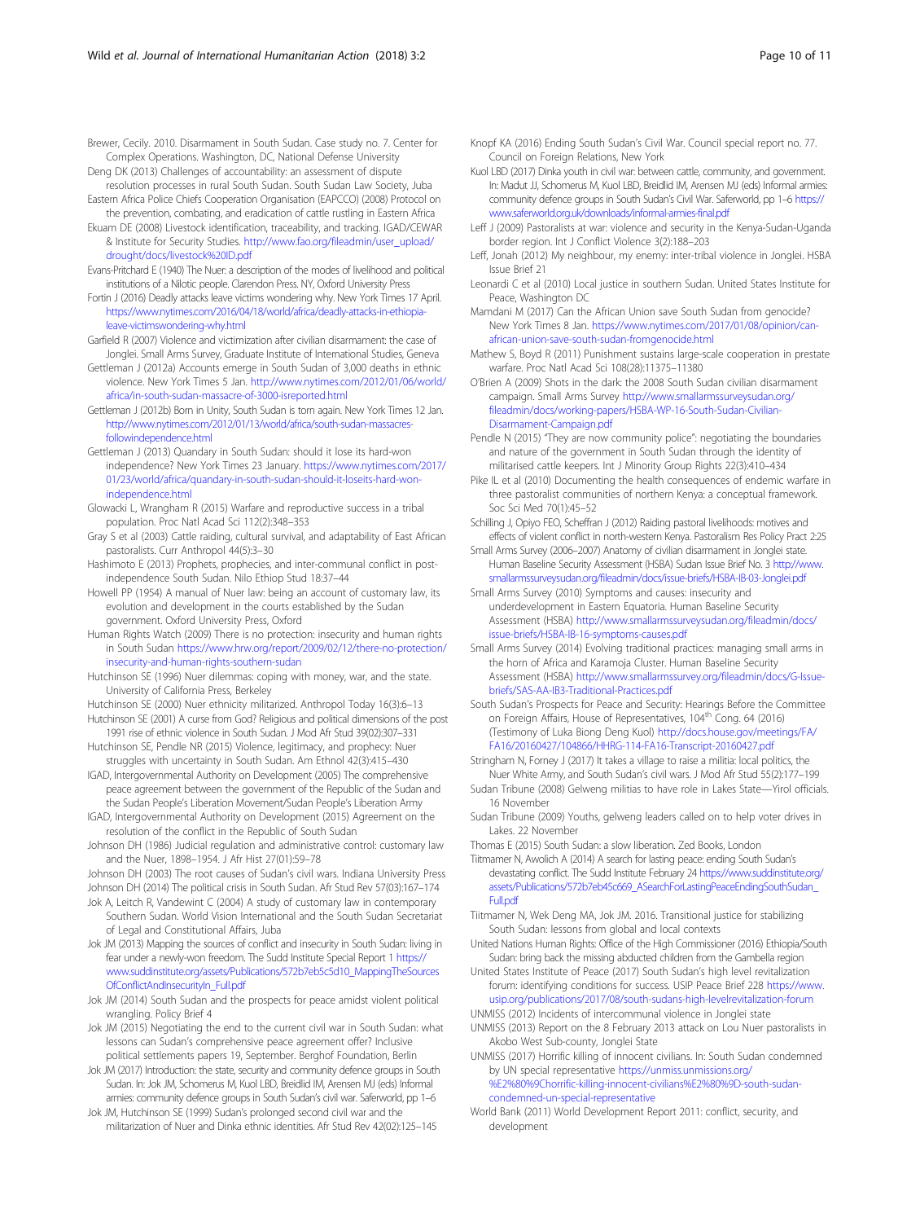Brewer, Cecily. 2010. Disarmament in South Sudan. Case study no. 7. Center for Complex Operations. Washington, DC, National Defense University

Deng DK (2013) Challenges of accountability: an assessment of dispute resolution processes in rural South Sudan. South Sudan Law Society, Juba

Eastern Africa Police Chiefs Cooperation Organisation (EAPCCO) (2008) Protocol on the prevention, combating, and eradication of cattle rustling in Eastern Africa

Ekuam DE (2008) Livestock identification, traceability, and tracking. IGAD/CEWAR & Institute for Security Studies. http://www.fao.org/fileadmin/user_upload/drought/docs/livestock%20ID.pdf

Evans-Pritchard E (1940) The Nuer: a description of the modes of livelihood and political institutions of a Nilotic people. Clarendon Press. NY, Oxford University Press

Fortin J (2016) Deadly attacks leave victims wondering why. New York Times 17 April. https://www.nytimes.com/2016/04/18/world/africa/deadly-attacks-in-ethiopia-leave-victimswondering-why.html

Garfield R (2007) Violence and victimization after civilian disarmament: the case of Jonglei. Small Arms Survey, Graduate Institute of International Studies, Geneva

Gettleman J (2012a) Accounts emerge in South Sudan of 3,000 deaths in ethnic violence. New York Times 5 Jan. http://www.nytimes.com/2012/01/06/world/africa/in-south-sudan-massacre-of-3000-isreported.html

Gettleman J (2012b) Born in Unity, South Sudan is torn again. New York Times 12 Jan. http://www.nytimes.com/2012/01/13/world/africa/south-sudan-massacres-followindependence.html

Gettleman J (2013) Quandary in South Sudan: should it lose its hard-won independence? New York Times 23 January. https://www.nytimes.com/2017/01/23/world/africa/quandary-in-south-sudan-should-it-loseits-hard-won-independence.html

Glowacki L, Wrangham R (2015) Warfare and reproductive success in a tribal population. Proc Natl Acad Sci 112(2):348–353

Gray S et al (2003) Cattle raiding, cultural survival, and adaptability of East African pastoralists. Curr Anthropol 44(5):3–30

Hashimoto E (2013) Prophets, prophecies, and inter-communal conflict in post-independence South Sudan. Nilo Ethiop Stud 18:37–44

Howell PP (1954) A manual of Nuer law: being an account of customary law, its evolution and development in the courts established by the Sudan government. Oxford University Press, Oxford

Human Rights Watch (2009) There is no protection: insecurity and human rights in South Sudan https://www.hrw.org/report/2009/02/12/there-no-protection/insecurity-and-human-rights-southern-sudan

Hutchinson SE (1996) Nuer dilemmas: coping with money, war, and the state. University of California Press, Berkeley

Hutchinson SE (2000) Nuer ethnicity militarized. Anthropol Today 16(3):6–13

Hutchinson SE (2001) A curse from God? Religious and political dimensions of the post 1991 rise of ethnic violence in South Sudan. J Mod Afr Stud 39(02):307–331

Hutchinson SE, Pendle NR (2015) Violence, legitimacy, and prophecy: Nuer struggles with uncertainty in South Sudan. Am Ethnol 42(3):415–430

IGAD, Intergovernmental Authority on Development (2005) The comprehensive peace agreement between the government of the Republic of the Sudan and the Sudan People's Liberation Movement/Sudan People's Liberation Army

IGAD, Intergovernmental Authority on Development (2015) Agreement on the resolution of the conflict in the Republic of South Sudan

Johnson DH (1986) Judicial regulation and administrative control: customary law and the Nuer, 1898–1954. J Afr Hist 27(01):59–78

Johnson DH (2003) The root causes of Sudan's civil wars. Indiana University Press

Johnson DH (2014) The political crisis in South Sudan. Afr Stud Rev 57(03):167–174

Jok A, Leitch R, Vandewint C (2004) A study of customary law in contemporary Southern Sudan. World Vision International and the South Sudan Secretariat of Legal and Constitutional Affairs, Juba

Jok JM (2013) Mapping the sources of conflict and insecurity in South Sudan: living in fear under a newly-won freedom. The Sudd Institute Special Report 1 https://www.suddinstitute.org/assets/Publications/572b7eb5c5d10_MappingTheSourcesOfConflictAndInsecurityIn_Full.pdf

Jok JM (2014) South Sudan and the prospects for peace amidst violent political wrangling. Policy Brief 4

Jok JM (2015) Negotiating the end to the current civil war in South Sudan: what lessons can Sudan's comprehensive peace agreement offer? Inclusive political settlements papers 19, September. Berghof Foundation, Berlin

Jok JM (2017) Introduction: the state, security and community defence groups in South Sudan. In: Jok JM, Schomerus M, Kuol LBD, Breidlid IM, Arensen MJ (eds) Informal armies: community defence groups in South Sudan's civil war. Saferworld, pp 1–6

Jok JM, Hutchinson SE (1999) Sudan's prolonged second civil war and the militarization of Nuer and Dinka ethnic identities. Afr Stud Rev 42(02):125–145

Knopf KA (2016) Ending South Sudan's Civil War. Council special report no. 77. Council on Foreign Relations, New York

Kuol LBD (2017) Dinka youth in civil war: between cattle, community, and government. In: Madut JJ, Schomerus M, Kuol LBD, Breidlid IM, Arensen MJ (eds) Informal armies: community defence groups in South Sudan's Civil War. Saferworld, pp 1–6 https://www.saferworld.org.uk/downloads/informal-armies-final.pdf

Leff J (2009) Pastoralists at war: violence and security in the Kenya-Sudan-Uganda border region. Int J Conflict Violence 3(2):188–203

Leff, Jonah (2012) My neighbour, my enemy: inter-tribal violence in Jonglei. HSBA Issue Brief 21

Leonardi C et al (2010) Local justice in southern Sudan. United States Institute for Peace, Washington DC

Mamdani M (2017) Can the African Union save South Sudan from genocide? New York Times 8 Jan. https://www.nytimes.com/2017/01/08/opinion/can-african-union-save-south-sudan-fromgenocide.html

Mathew S, Boyd R (2011) Punishment sustains large-scale cooperation in prestate warfare. Proc Natl Acad Sci 108(28):11375–11380

O'Brien A (2009) Shots in the dark: the 2008 South Sudan civilian disarmament campaign. Small Arms Survey http://www.smallarmssurveysudan.org/fileadmin/docs/working-papers/HSBA-WP-16-South-Sudan-Civilian-Disarmament-Campaign.pdf

Pendle N (2015) "They are now community police": negotiating the boundaries and nature of the government in South Sudan through the identity of militarised cattle keepers. Int J Minority Group Rights 22(3):410–434

Pike IL et al (2010) Documenting the health consequences of endemic warfare in three pastoralist communities of northern Kenya: a conceptual framework. Soc Sci Med 70(1):45–52

Schilling J, Opiyo FEO, Scheffran J (2012) Raiding pastoral livelihoods: motives and effects of violent conflict in north-western Kenya. Pastoralism Res Policy Pract 2:25

Small Arms Survey (2006–2007) Anatomy of civilian disarmament in Jonglei state. Human Baseline Security Assessment (HSBA) Sudan Issue Brief No. 3 http://www.smallarmssurveysudan.org/fileadmin/docs/issue-briefs/HSBA-IB-03-Jonglei.pdf

Small Arms Survey (2010) Symptoms and causes: insecurity and underdevelopment in Eastern Equatoria. Human Baseline Security Assessment (HSBA) http://www.smallarmssurveysudan.org/fileadmin/docs/issue-briefs/HSBA-IB-16-symptoms-causes.pdf

Small Arms Survey (2014) Evolving traditional practices: managing small arms in the horn of Africa and Karamoja Cluster. Human Baseline Security Assessment (HSBA) http://www.smallarmssurvey.org/fileadmin/docs/G-Issue-briefs/SAS-AA-IB3-Traditional-Practices.pdf

South Sudan's Prospects for Peace and Security: Hearings Before the Committee on Foreign Affairs, House of Representatives, 104[th] Cong. 64 (2016) (Testimony of Luka Biong Deng Kuol) http://docs.house.gov/meetings/FA/FA16/20160427/104866/HHRG-114-FA16-Transcript-20160427.pdf

Stringham N, Forney J (2017) It takes a village to raise a militia: local politics, the Nuer White Army, and South Sudan's civil wars. J Mod Afr Stud 55(2):177–199

Sudan Tribune (2008) Gelweng militias to have role in Lakes State—Yirol officials. 16 November

Sudan Tribune (2009) Youths, gelweng leaders called on to help voter drives in Lakes. 22 November

Thomas E (2015) South Sudan: a slow liberation. Zed Books, London

Tiitmamer N, Awolich A (2014) A search for lasting peace: ending South Sudan's devastating conflict. The Sudd Institute February 24 https://www.suddinstitute.org/assets/Publications/572b7eb45c669_ASearchForLastingPeaceEndingSouthSudan_Full.pdf

Tiitmamer N, Wek Deng MA, Jok JM. 2016. Transitional justice for stabilizing South Sudan: lessons from global and local contexts

United Nations Human Rights: Office of the High Commissioner (2016) Ethiopia/South Sudan: bring back the missing abducted children from the Gambella region

United States Institute of Peace (2017) South Sudan's high level revitalization forum: identifying conditions for success. USIP Peace Brief 228 https://www.usip.org/publications/2017/08/south-sudans-high-levelrevitalization-forum

UNMISS (2012) Incidents of intercommunal violence in Jonglei state

UNMISS (2013) Report on the 8 February 2013 attack on Lou Nuer pastoralists in Akobo West Sub-county, Jonglei State

UNMISS (2017) Horrific killing of innocent civilians. In: South Sudan condemned by UN special representative https://unmiss.unmissions.org/%E2%80%9Chorrific-killing-innocent-civilians%E2%80%9D-south-sudan-condemned-un-special-representative

World Bank (2011) World Development Report 2011: conflict, security, and development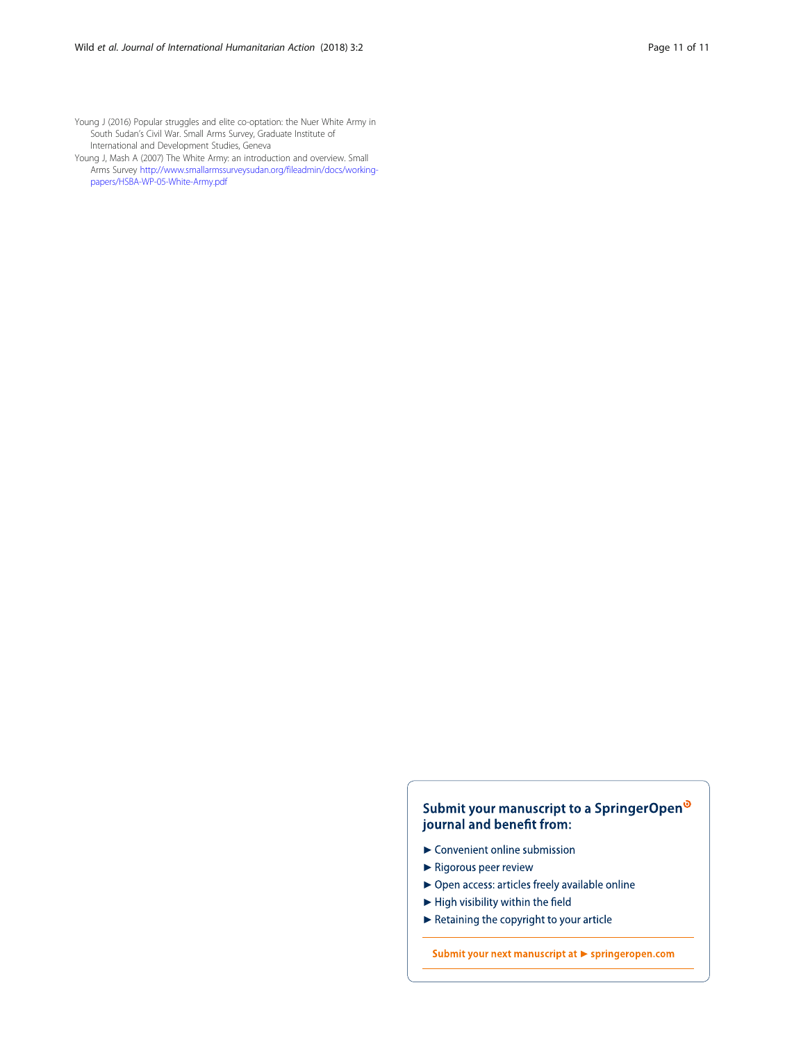Young J (2016) Popular struggles and elite co-optation: the Nuer White Army in South Sudan's Civil War. Small Arms Survey, Graduate Institute of International and Development Studies, Geneva

Young J, Mash A (2007) The White Army: an introduction and overview. Small Arms Survey http://www.smallarmssurveysudan.org/fileadmin/docs/working-papers/HSBA-WP-05-White-Army.pdf

**Submit your manuscript to a SpringerOpen journal and benefit from:**

- ► Convenient online submission
- ► Rigorous peer review
- ► Open access: articles freely available online
- ► High visibility within the field
- ► Retaining the copyright to your article

**Submit your next manuscript at ► springeropen.com**